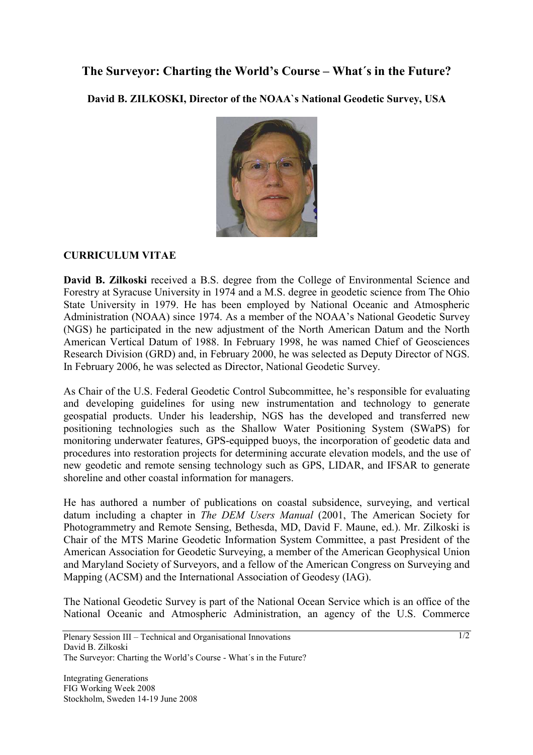# The Surveyor: Charting the World's Course – What´s in the Future?

**David B. ZILKOSKI, Director of the NOAA`s National Geodetic Survey, USA**

## CURRICULUM VITAE

**David B. Zilkoski** received a B.S. degree from the College of Environmental Science and Forestry at Syracuse University in 1974 and a M.S. degree in geodetic science from The Ohio State University in 1979. He has been employed by National Oceanic and Atmospheric Administration (NOAA) since 1974. As a member of the NOAA's National Geodetic Survey (NGS) he participated in the new adjustment of the North American Datum and the North American Vertical Datum of 1988. In February 1998, he was named Chief of Geosciences Research Division (GRD) and, in February 2000, he was selected as Deputy Director of NGS. In February 2006, he was selected as Director, National Geodetic Survey.

As Chair of the U.S. Federal Geodetic Control Subcommittee, he's responsible for evaluating and developing guidelines for using new instrumentation and technology to generate geospatial products. Under his leadership, NGS has the developed and transferred new positioning technologies such as the Shallow Water Positioning System (SWaPS) for monitoring underwater features, GPS-equipped buoys, the incorporation of geodetic data and procedures into restoration projects for determining accurate elevation models, and the use of new geodetic and remote sensing technology such as GPS, LIDAR, and IFSAR to generate shoreline and other coastal information for managers.

He has authored a number of publications on coastal subsidence, surveying, and vertical datum including a chapter in *The DEM Users Manual* (2001, The American Society for Photogrammetry and Remote Sensing, Bethesda, MD, David F. Maune, ed.). Mr. Zilkoski is Chair of the MTS Marine Geodetic Information System Committee, a past President of the American Association for Geodetic Surveying, a member of the American Geophysical Union and Maryland Society of Surveyors, and a fellow of the American Congress on Surveying and Mapping (ACSM) and the International Association of Geodesy (IAG).

The National Geodetic Survey is part of the National Ocean Service which is an office of the National Oceanic and Atmospheric Administration, an agency of the U.S. Commerce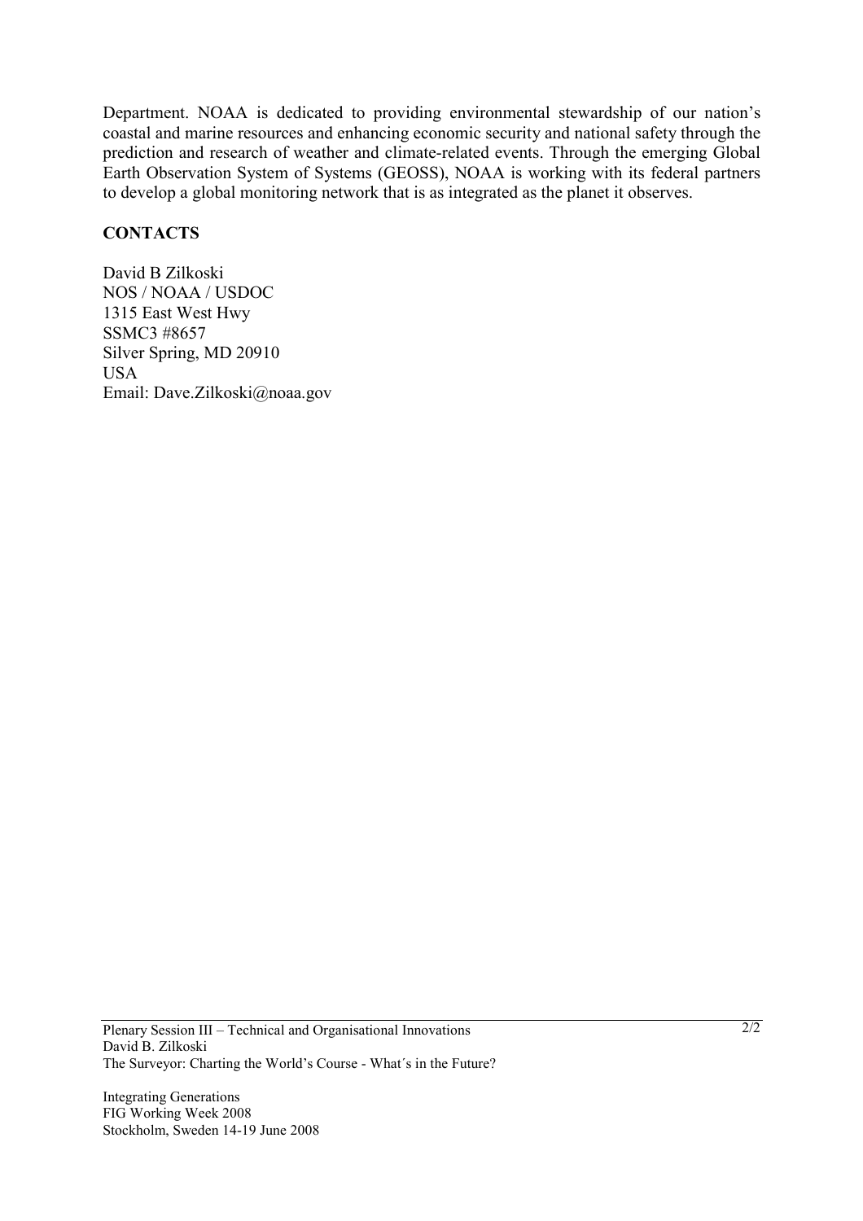Department. NOAA is dedicated to providing environmental stewardship of our nation's coastal and marine resources and enhancing economic security and national safety through the prediction and research of weather and climate-related events. Through the emerging Global Earth Observation System of Systems (GEOSS), NOAA is working with its federal partners to develop a global monitoring network that is as integrated as the planet it observes.

## CONTACTS

David B Zilkoski  
NOS / NOAA / USDOC  
1315 East West Hwy  
SSMC3 #8657  
Silver Spring, MD 20910  
USA  
Email: Dave.Zilkoski@noaa.gov